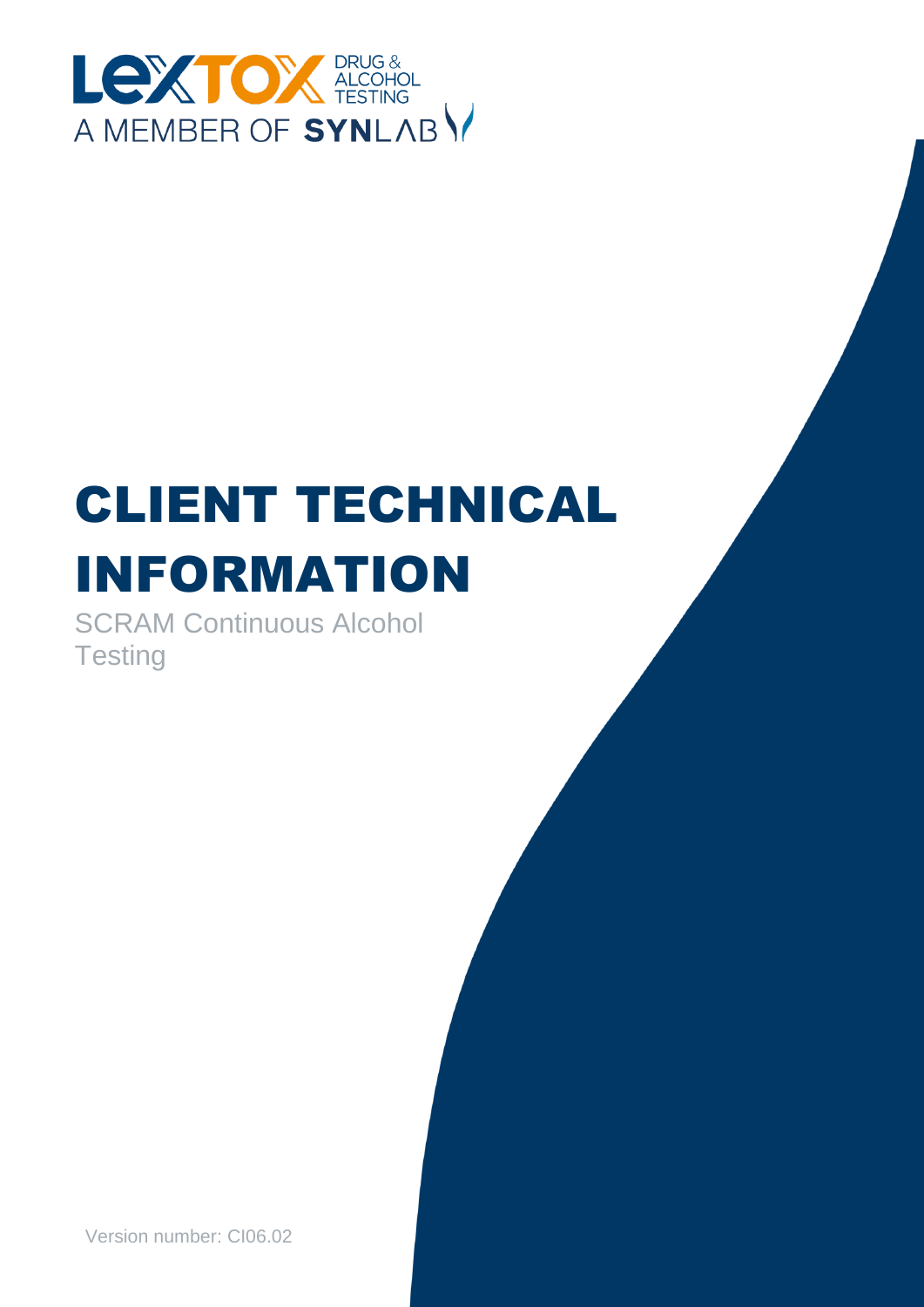LEXTOX DRUG & ALCOHOL TESTING

A MEMBER OF SYNLAB

# CLIENT TECHNICAL INFORMATION

SCRAM Continuous Alcohol Testing

Version number: CI06.02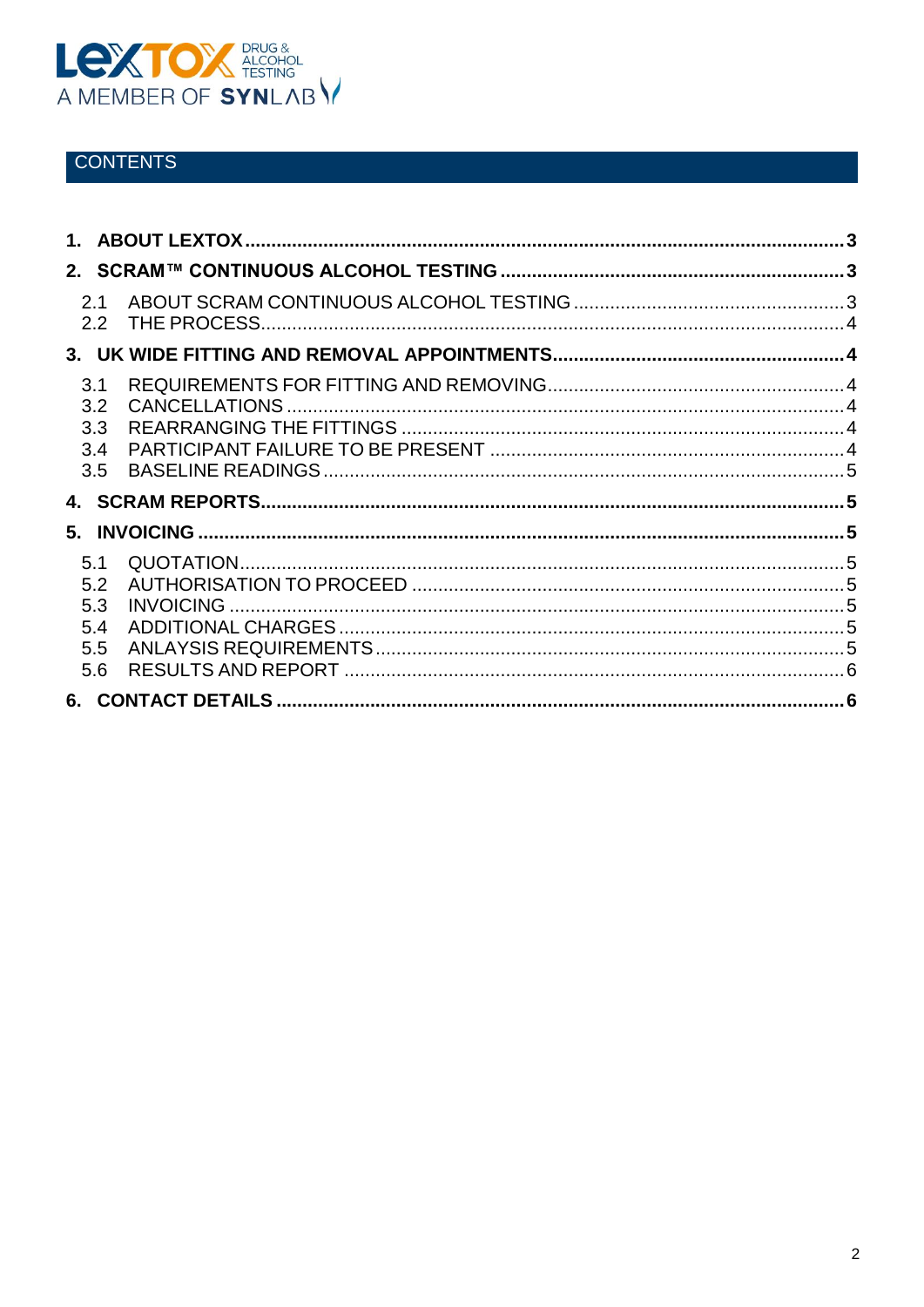## CONTENTS

1. **ABOUT LEXTOX** .......... 3
2. **SCRAM™ CONTINUOUS ALCOHOL TESTING** .......... 3
   - 2.1 ABOUT SCRAM CONTINUOUS ALCOHOL TESTING .......... 3
   - 2.2 THE PROCESS .......... 4
3. **UK WIDE FITTING AND REMOVAL APPOINTMENTS** .......... 4
   - 3.1 REQUIREMENTS FOR FITTING AND REMOVING .......... 4
   - 3.2 CANCELLATIONS .......... 4
   - 3.3 REARRANGING THE FITTINGS .......... 4
   - 3.4 PARTICIPANT FAILURE TO BE PRESENT .......... 4
   - 3.5 BASELINE READINGS .......... 5
4. **SCRAM REPORTS** .......... 5
5. **INVOICING** .......... 5
   - 5.1 QUOTATION .......... 5
   - 5.2 AUTHORISATION TO PROCEED .......... 5
   - 5.3 INVOICING .......... 5
   - 5.4 ADDITIONAL CHARGES .......... 5
   - 5.5 ANLAYSIS REQUIREMENTS .......... 5
   - 5.6 RESULTS AND REPORT .......... 6
6. **CONTACT DETAILS** .......... 6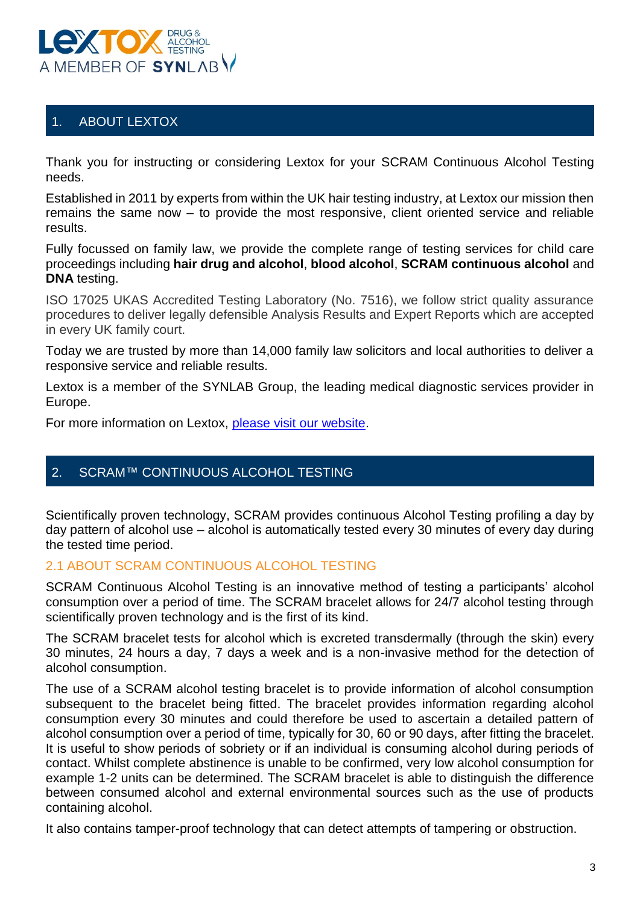## 1. ABOUT LEXTOX

Thank you for instructing or considering Lextox for your SCRAM Continuous Alcohol Testing needs.

Established in 2011 by experts from within the UK hair testing industry, at Lextox our mission then remains the same now – to provide the most responsive, client oriented service and reliable results.

Fully focussed on family law, we provide the complete range of testing services for child care proceedings including **hair drug and alcohol**, **blood alcohol**, **SCRAM continuous alcohol** and **DNA** testing.

ISO 17025 UKAS Accredited Testing Laboratory (No. 7516), we follow strict quality assurance procedures to deliver legally defensible Analysis Results and Expert Reports which are accepted in every UK family court.

Today we are trusted by more than 14,000 family law solicitors and local authorities to deliver a responsive service and reliable results.

Lextox is a member of the SYNLAB Group, the leading medical diagnostic services provider in Europe.

For more information on Lextox, please visit our website.

## 2. SCRAM™ CONTINUOUS ALCOHOL TESTING

Scientifically proven technology, SCRAM provides continuous Alcohol Testing profiling a day by day pattern of alcohol use – alcohol is automatically tested every 30 minutes of every day during the tested time period.

### 2.1 ABOUT SCRAM CONTINUOUS ALCOHOL TESTING

SCRAM Continuous Alcohol Testing is an innovative method of testing a participants' alcohol consumption over a period of time. The SCRAM bracelet allows for 24/7 alcohol testing through scientifically proven technology and is the first of its kind.

The SCRAM bracelet tests for alcohol which is excreted transdermally (through the skin) every 30 minutes, 24 hours a day, 7 days a week and is a non-invasive method for the detection of alcohol consumption.

The use of a SCRAM alcohol testing bracelet is to provide information of alcohol consumption subsequent to the bracelet being fitted. The bracelet provides information regarding alcohol consumption every 30 minutes and could therefore be used to ascertain a detailed pattern of alcohol consumption over a period of time, typically for 30, 60 or 90 days, after fitting the bracelet. It is useful to show periods of sobriety or if an individual is consuming alcohol during periods of contact. Whilst complete abstinence is unable to be confirmed, very low alcohol consumption for example 1-2 units can be determined. The SCRAM bracelet is able to distinguish the difference between consumed alcohol and external environmental sources such as the use of products containing alcohol.

It also contains tamper-proof technology that can detect attempts of tampering or obstruction.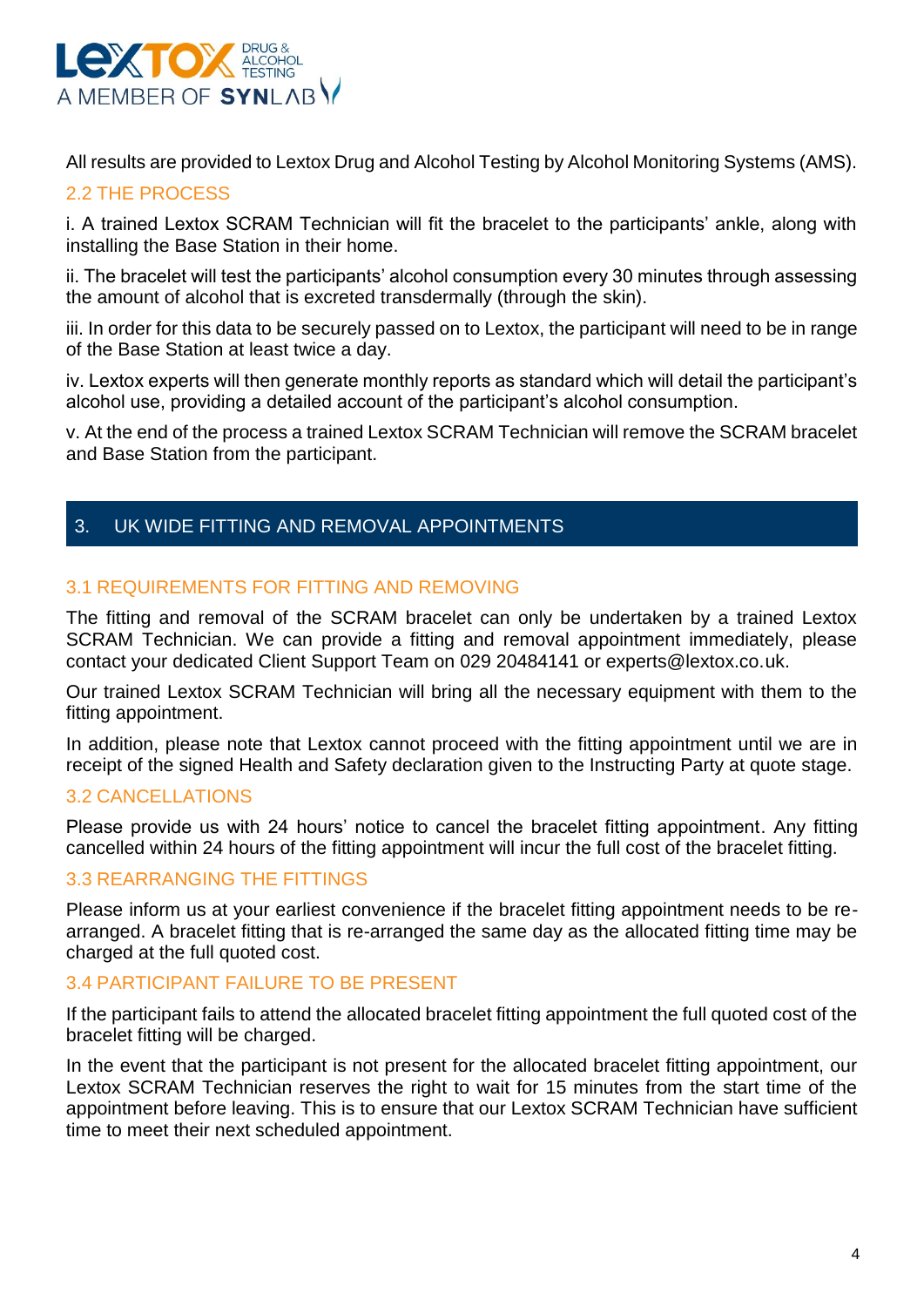All results are provided to Lextox Drug and Alcohol Testing by Alcohol Monitoring Systems (AMS).

### 2.2 THE PROCESS

i. A trained Lextox SCRAM Technician will fit the bracelet to the participants' ankle, along with installing the Base Station in their home.

ii. The bracelet will test the participants' alcohol consumption every 30 minutes through assessing the amount of alcohol that is excreted transdermally (through the skin).

iii. In order for this data to be securely passed on to Lextox, the participant will need to be in range of the Base Station at least twice a day.

iv. Lextox experts will then generate monthly reports as standard which will detail the participant's alcohol use, providing a detailed account of the participant's alcohol consumption.

v. At the end of the process a trained Lextox SCRAM Technician will remove the SCRAM bracelet and Base Station from the participant.

## 3. UK WIDE FITTING AND REMOVAL APPOINTMENTS

### 3.1 REQUIREMENTS FOR FITTING AND REMOVING

The fitting and removal of the SCRAM bracelet can only be undertaken by a trained Lextox SCRAM Technician. We can provide a fitting and removal appointment immediately, please contact your dedicated Client Support Team on 029 20484141 or experts@lextox.co.uk.

Our trained Lextox SCRAM Technician will bring all the necessary equipment with them to the fitting appointment.

In addition, please note that Lextox cannot proceed with the fitting appointment until we are in receipt of the signed Health and Safety declaration given to the Instructing Party at quote stage.

### 3.2 CANCELLATIONS

Please provide us with 24 hours' notice to cancel the bracelet fitting appointment. Any fitting cancelled within 24 hours of the fitting appointment will incur the full cost of the bracelet fitting.

### 3.3 REARRANGING THE FITTINGS

Please inform us at your earliest convenience if the bracelet fitting appointment needs to be re-arranged. A bracelet fitting that is re-arranged the same day as the allocated fitting time may be charged at the full quoted cost.

### 3.4 PARTICIPANT FAILURE TO BE PRESENT

If the participant fails to attend the allocated bracelet fitting appointment the full quoted cost of the bracelet fitting will be charged.

In the event that the participant is not present for the allocated bracelet fitting appointment, our Lextox SCRAM Technician reserves the right to wait for 15 minutes from the start time of the appointment before leaving. This is to ensure that our Lextox SCRAM Technician have sufficient time to meet their next scheduled appointment.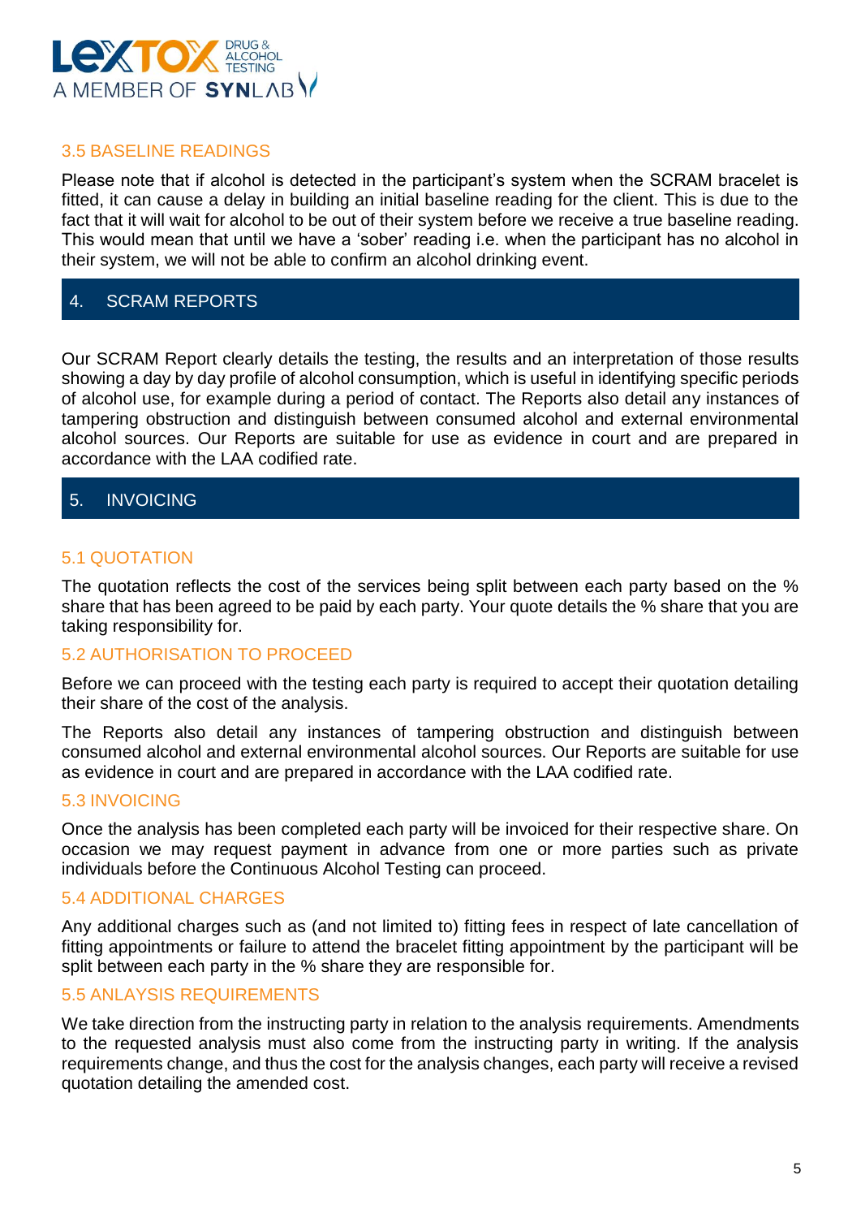### 3.5 BASELINE READINGS

Please note that if alcohol is detected in the participant's system when the SCRAM bracelet is fitted, it can cause a delay in building an initial baseline reading for the client. This is due to the fact that it will wait for alcohol to be out of their system before we receive a true baseline reading. This would mean that until we have a 'sober' reading i.e. when the participant has no alcohol in their system, we will not be able to confirm an alcohol drinking event.

## 4. SCRAM REPORTS

Our SCRAM Report clearly details the testing, the results and an interpretation of those results showing a day by day profile of alcohol consumption, which is useful in identifying specific periods of alcohol use, for example during a period of contact. The Reports also detail any instances of tampering obstruction and distinguish between consumed alcohol and external environmental alcohol sources. Our Reports are suitable for use as evidence in court and are prepared in accordance with the LAA codified rate.

## 5. INVOICING

### 5.1 QUOTATION

The quotation reflects the cost of the services being split between each party based on the % share that has been agreed to be paid by each party. Your quote details the % share that you are taking responsibility for.

### 5.2 AUTHORISATION TO PROCEED

Before we can proceed with the testing each party is required to accept their quotation detailing their share of the cost of the analysis.

The Reports also detail any instances of tampering obstruction and distinguish between consumed alcohol and external environmental alcohol sources. Our Reports are suitable for use as evidence in court and are prepared in accordance with the LAA codified rate.

### 5.3 INVOICING

Once the analysis has been completed each party will be invoiced for their respective share. On occasion we may request payment in advance from one or more parties such as private individuals before the Continuous Alcohol Testing can proceed.

### 5.4 ADDITIONAL CHARGES

Any additional charges such as (and not limited to) fitting fees in respect of late cancellation of fitting appointments or failure to attend the bracelet fitting appointment by the participant will be split between each party in the % share they are responsible for.

### 5.5 ANLAYSIS REQUIREMENTS

We take direction from the instructing party in relation to the analysis requirements. Amendments to the requested analysis must also come from the instructing party in writing. If the analysis requirements change, and thus the cost for the analysis changes, each party will receive a revised quotation detailing the amended cost.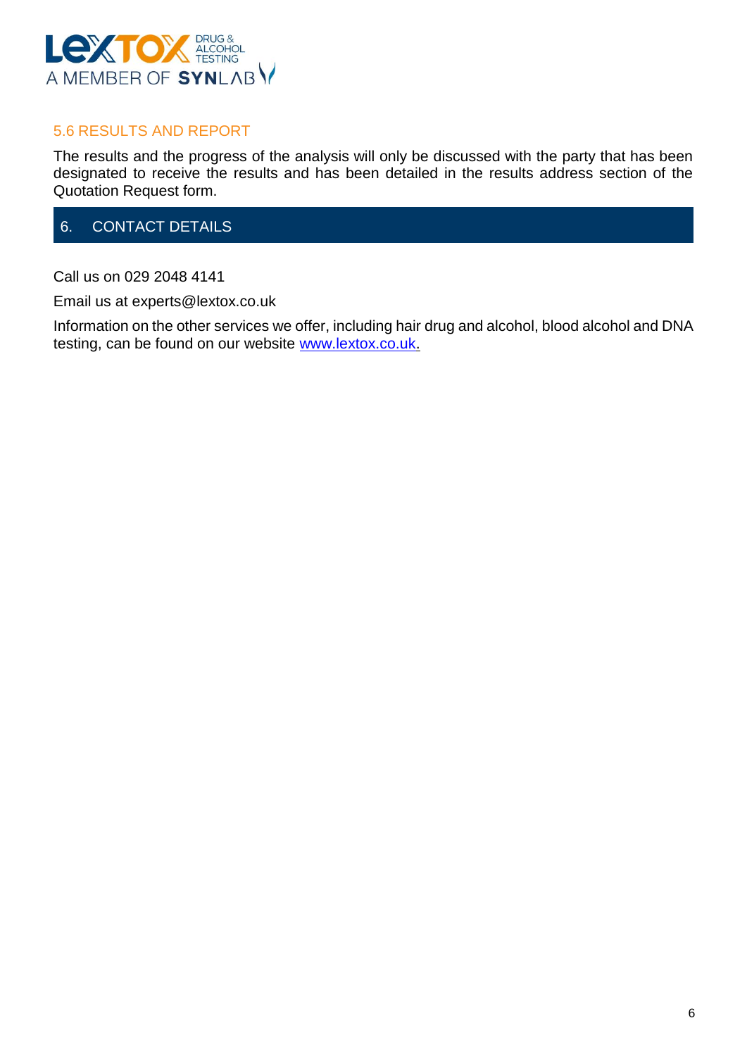### 5.6 RESULTS AND REPORT

The results and the progress of the analysis will only be discussed with the party that has been designated to receive the results and has been detailed in the results address section of the Quotation Request form.

## 6. CONTACT DETAILS

Call us on 029 2048 4141

Email us at experts@lextox.co.uk

Information on the other services we offer, including hair drug and alcohol, blood alcohol and DNA testing, can be found on our website [www.lextox.co.uk](http://www.lextox.co.uk).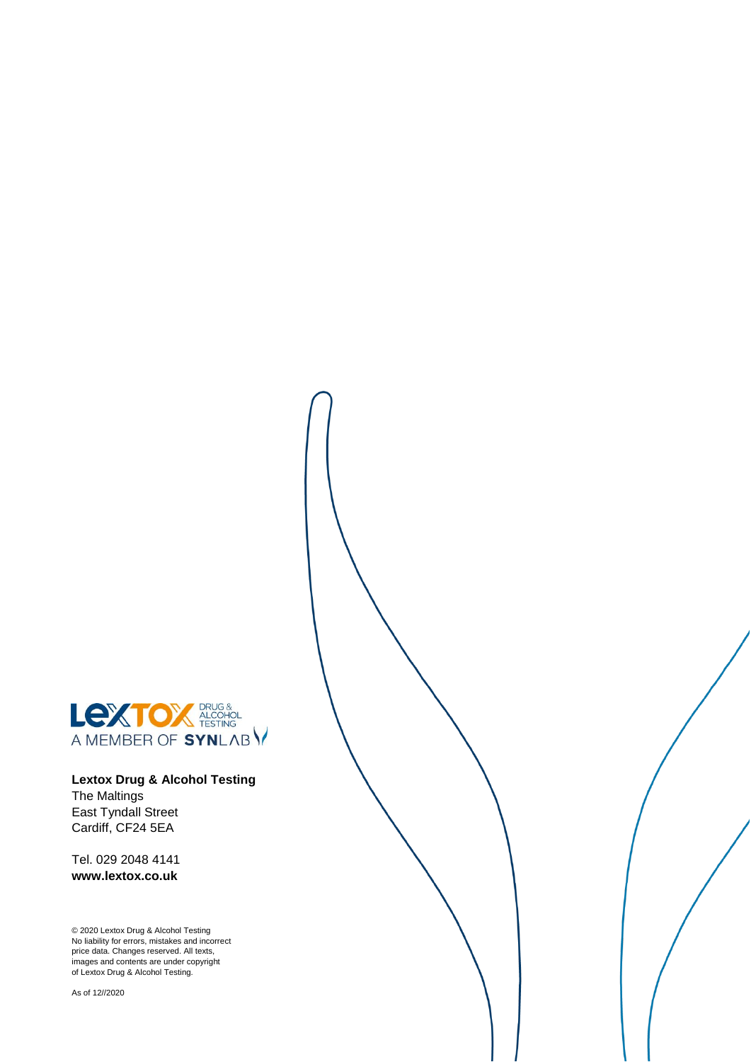LEXTOX DRUG & ALCOHOL TESTING
A MEMBER OF SYNLAB

**Lextox Drug & Alcohol Testing**
The Maltings
East Tyndall Street
Cardiff, CF24 5EA

Tel. 029 2048 4141
**www.lextox.co.uk**

© 2020 Lextox Drug & Alcohol Testing
No liability for errors, mistakes and incorrect price data. Changes reserved. All texts, images and contents are under copyright of Lextox Drug & Alcohol Testing.

As of 12//2020